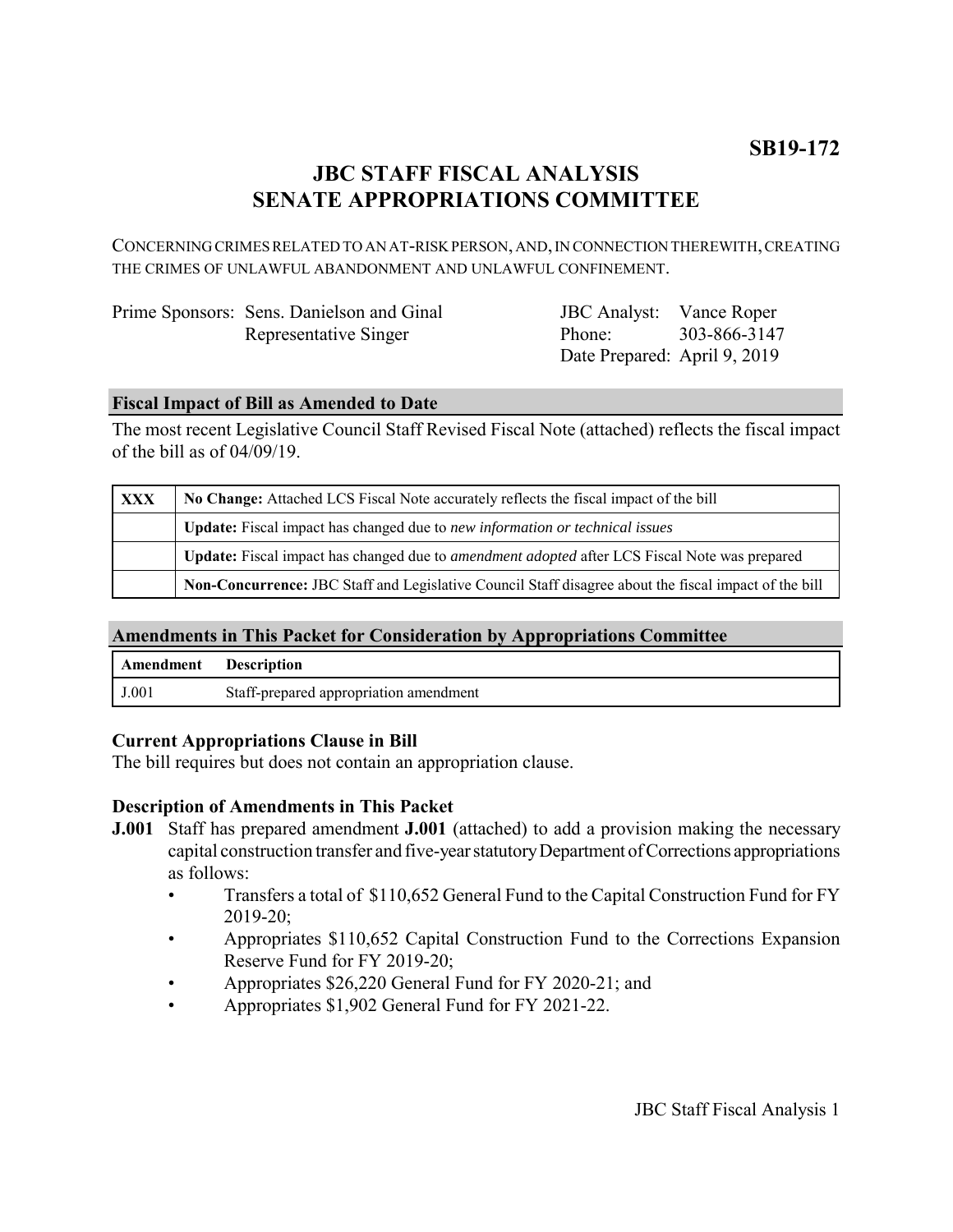**SB19-172**

# JBC STAFF FISCAL ANALYSIS
# SENATE APPROPRIATIONS COMMITTEE

CONCERNING CRIMES RELATED TO AN AT-RISK PERSON, AND, IN CONNECTION THEREWITH, CREATING THE CRIMES OF UNLAWFUL ABANDONMENT AND UNLAWFUL CONFINEMENT.

| Prime Sponsors: | Sens. Danielson and Ginal<br>Representative Singer | JBC Analyst:<br>Phone:<br>Date Prepared: | Vance Roper<br>303-866-3147<br>April 9, 2019 |
|---|---|---|---|

## Fiscal Impact of Bill as Amended to Date

The most recent Legislative Council Staff Revised Fiscal Note (attached) reflects the fiscal impact of the bill as of 04/09/19.

| | |
|---|---|
| XXX | **No Change:** Attached LCS Fiscal Note accurately reflects the fiscal impact of the bill |
| | **Update:** Fiscal impact has changed due to *new information or technical issues* |
| | **Update:** Fiscal impact has changed due to *amendment adopted* after LCS Fiscal Note was prepared |
| | **Non-Concurrence:** JBC Staff and Legislative Council Staff disagree about the fiscal impact of the bill |

## Amendments in This Packet for Consideration by Appropriations Committee

| Amendment | Description |
|---|---|
| J.001 | Staff-prepared appropriation amendment |

### Current Appropriations Clause in Bill

The bill requires but does not contain an appropriation clause.

### Description of Amendments in This Packet

**J.001** Staff has prepared amendment **J.001** (attached) to add a provision making the necessary capital construction transfer and five-year statutory Department of Corrections appropriations as follows:

- Transfers a total of $110,652 General Fund to the Capital Construction Fund for FY 2019-20;
- Appropriates $110,652 Capital Construction Fund to the Corrections Expansion Reserve Fund for FY 2019-20;
- Appropriates $26,220 General Fund for FY 2020-21; and
- Appropriates $1,902 General Fund for FY 2021-22.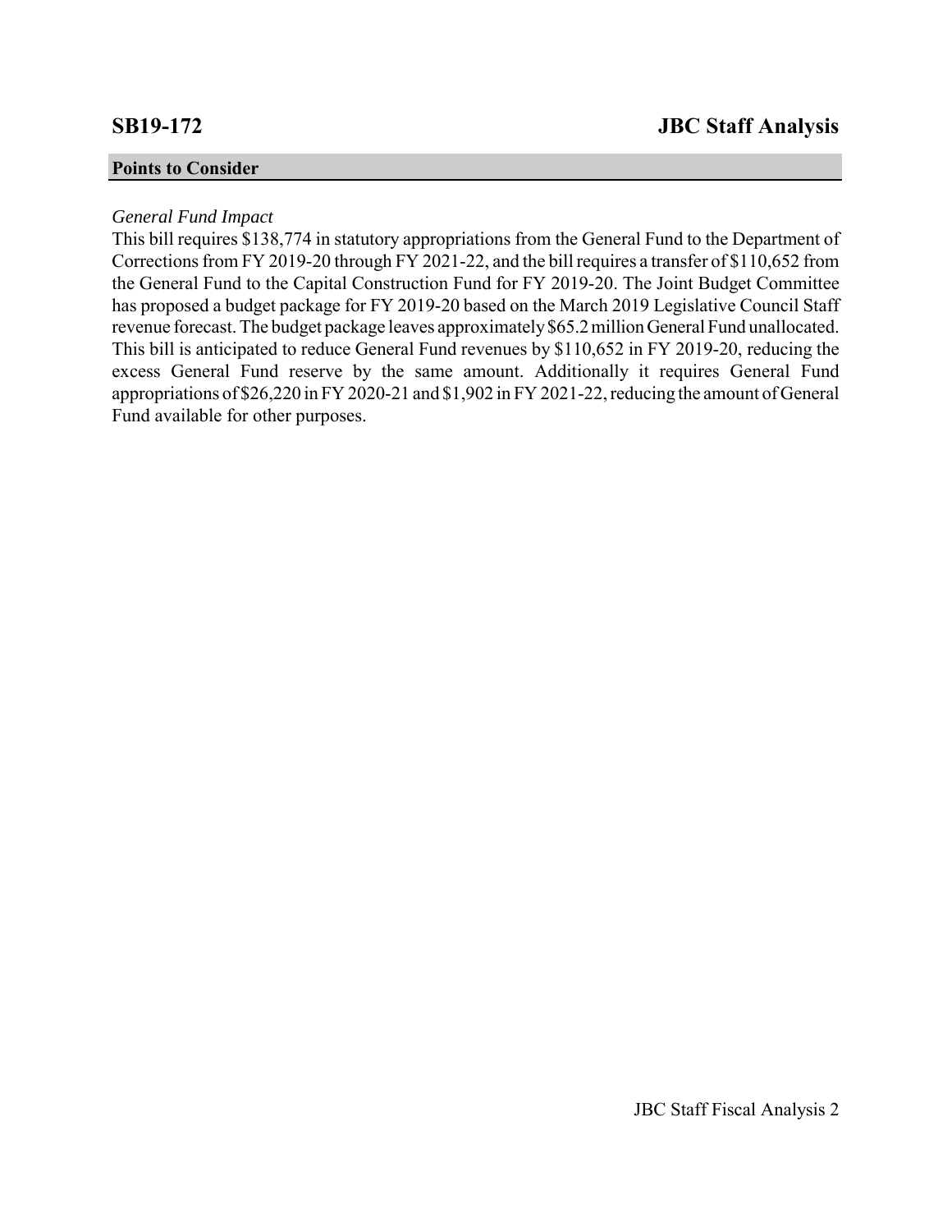## Points to Consider

*General Fund Impact*

This bill requires $138,774 in statutory appropriations from the General Fund to the Department of Corrections from FY 2019-20 through FY 2021-22, and the bill requires a transfer of $110,652 from the General Fund to the Capital Construction Fund for FY 2019-20. The Joint Budget Committee has proposed a budget package for FY 2019-20 based on the March 2019 Legislative Council Staff revenue forecast. The budget package leaves approximately $65.2 million General Fund unallocated. This bill is anticipated to reduce General Fund revenues by $110,652 in FY 2019-20, reducing the excess General Fund reserve by the same amount. Additionally it requires General Fund appropriations of $26,220 in FY 2020-21 and $1,902 in FY 2021-22, reducing the amount of General Fund available for other purposes.